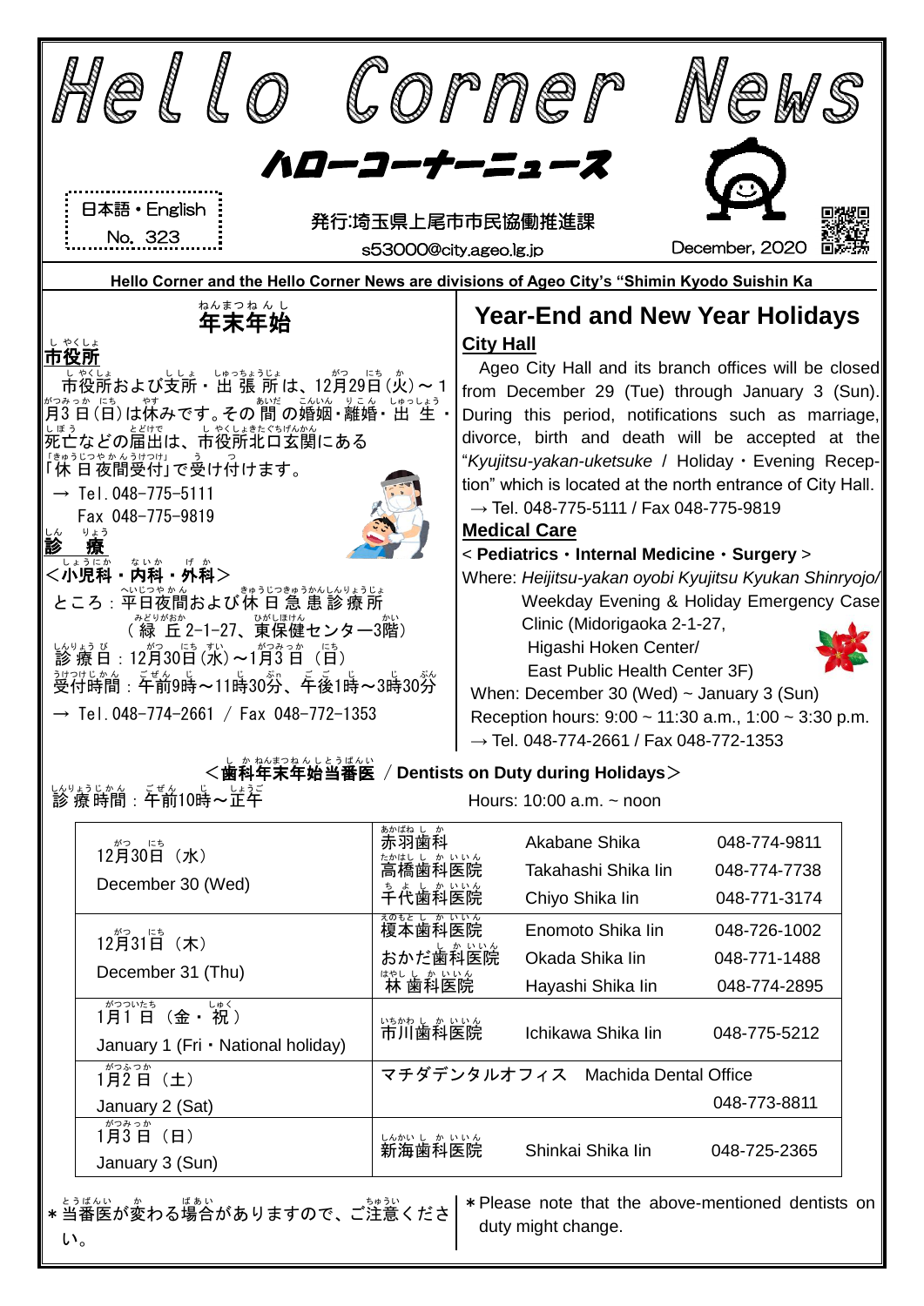# Hello Corner News

## ハローコーナーニュース

日本語・English
No. 323

発行:埼玉県上尾市市民協働推進課
s53000@city.ageo.lg.jp

December, 2020

**Hello Corner and the Hello Corner News are divisions of Ageo City's "Shimin Kyodo Suishin Ka**

## 年末年始

**市役所**

市役所および支所・出張所は、12月29日(火)～1月3日(日)は休みです。その間の婚姻・離婚・出生・死亡などの届出は、市役所北口玄関にある「休日夜間受付」で受け付けます。

→ Tel. 048-775-5111
　Fax 048-775-9819

**診療**

**<小児科・内科・外科>**

ところ:平日夜間および休日急患診療所
　（緑丘2-1-27、東保健センター3階）
診療日:12月30日(水)～1月3日(日)
受付時間:午前9時～11時30分、午後1時～3時30分

→ Tel. 048-774-2661 / Fax 048-772-1353

## Year-End and New Year Holidays

**City Hall**

Ageo City Hall and its branch offices will be closed from December 29 (Tue) through January 3 (Sun). During this period, notifications such as marriage, divorce, birth and death will be accepted at the "*Kyujitsu-yakan-uketsuke* / Holiday・Evening Reception" which is located at the north entrance of City Hall.

→ Tel. 048-775-5111 / Fax 048-775-9819

**Medical Care**

< **Pediatrics・Internal Medicine・Surgery** >

Where: *Heijitsu-yakan oyobi Kyujitsu Kyukan Shinryojo*/ Weekday Evening & Holiday Emergency Case Clinic (Midorigaoka 2-1-27, Higashi Hoken Center/ East Public Health Center 3F)

When: December 30 (Wed) ~ January 3 (Sun)

Reception hours: 9:00 ~ 11:30 a.m., 1:00 ~ 3:30 p.m.

→ Tel. 048-774-2661 / Fax 048-772-1353

**<歯科年末年始当番医 / Dentists on Duty during Holidays>**

診療時間:午前10時～正午　　Hours: 10:00 a.m. ~ noon

| 日付 / Date | 歯科医院 | Dentist | Tel. |
|---|---|---|---|
| 12月30日（水） December 30 (Wed) | 赤羽歯科 | Akabane Shika | 048-774-9811 |
| | 高橋歯科医院 | Takahashi Shika Iin | 048-774-7738 |
| | 千代歯科医院 | Chiyo Shika Iin | 048-771-3174 |
| 12月31日（木） December 31 (Thu) | 榎本歯科医院 | Enomoto Shika Iin | 048-726-1002 |
| | おかだ歯科医院 | Okada Shika Iin | 048-771-1488 |
| | 林歯科医院 | Hayashi Shika Iin | 048-774-2895 |
| 1月1日（金・祝） January 1 (Fri・National holiday) | 市川歯科医院 | Ichikawa Shika Iin | 048-775-5212 |
| 1月2日（土） January 2 (Sat) | マチダデンタルオフィス | Machida Dental Office | 048-773-8811 |
| 1月3日（日） January 3 (Sun) | 新海歯科医院 | Shinkai Shika Iin | 048-725-2365 |

＊当番医が変わる場合がありますので、ご注意ください。

＊Please note that the above-mentioned dentists on duty might change.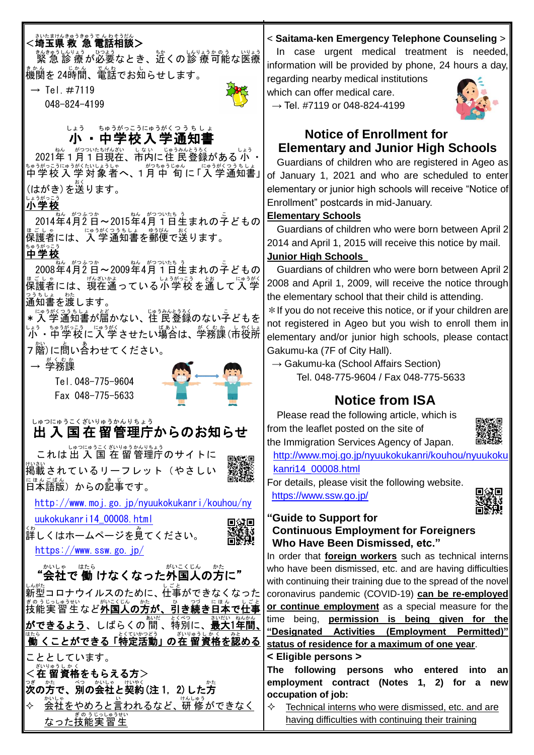## <埼玉県救急電話相談>

緊急診療が必要なとき、近くの診療可能な医療機関を24時間、電話でお知らせします。

→ Tel. #7119
048-824-4199

## 小・中学校入学通知書

2021年1月1日現在、市内に住民登録がある小・中学校入学対象者へ、1月中旬に「入学通知書」(はがき)を送ります。

**小学校**

2014年4月2日～2015年4月1日生まれの子どもの保護者には、入学通知書を郵便で送ります。

**中学校**

2008年4月2日～2009年4月1日生まれの子どもの保護者には、現在通っている小学校を通して入学通知書を渡します。

＊入学通知書が届かない、住民登録のない子どもを小・中学校に入学させたい場合は、学務課(市役所7階)に問い合わせてください。

→ 学務課
Tel. 048-775-9604
Fax 048-775-5633

## 出入国在留管理庁からのお知らせ

これは出入国在留管理庁のサイトに掲載されているリーフレット（やさしい日本語版）からの記事です。

http://www.moj.go.jp/nyuukokukanri/kouhou/nyuukokukanri14_00008.html

詳しくはホームページを見てください。

https://www.ssw.go.jp/

### "会社で働けなくなった外国人の方に"

新型コロナウイルスのために、仕事ができなくなった技能実習生など**外国人の方が、引き続き日本で仕事ができるよう**、しばらくの間、特別に、**最大1年間、働くことができる「特定活動」の在留資格を認める**こととしています。

**<在留資格をもらえる方>**

**次の方で、別の会社と契約(注1, 2)した方**

✧ 会社をやめろと言われるなど、研修ができなくなった技能実習生

## < Saitama-ken Emergency Telephone Counseling >

In case urgent medical treatment is needed, information will be provided by phone, 24 hours a day, regarding nearby medical institutions which can offer medical care.

→ Tel. #7119 or 048-824-4199

## Notice of Enrollment for Elementary and Junior High Schools

Guardians of children who are registered in Ageo as of January 1, 2021 and who are scheduled to enter elementary or junior high schools will receive "Notice of Enrollment" postcards in mid-January.

**Elementary Schools**

Guardians of children who were born between April 2 2014 and April 1, 2015 will receive this notice by mail.

**Junior High Schools**

Guardians of children who were born between April 2 2008 and April 1, 2009, will receive the notice through the elementary school that their child is attending.

＊If you do not receive this notice, or if your children are not registered in Ageo but you wish to enroll them in elementary and/or junior high schools, please contact Gakumu-ka (7F of City Hall).

→ Gakumu-ka (School Affairs Section)
Tel. 048-775-9604 / Fax 048-775-5633

## Notice from ISA

Please read the following article, which is from the leaflet posted on the site of the Immigration Services Agency of Japan.

http://www.moj.go.jp/nyuukokukanri/kouhou/nyuukokukanri14_00008.html

For details, please visit the following website.

https://www.ssw.go.jp/

### "Guide to Support for Continuous Employment for Foreigners Who Have Been Dismissed, etc."

In order that **foreign workers** such as technical interns who have been dismissed, etc. and are having difficulties with continuing their training due to the spread of the novel coronavirus pandemic (COVID-19) **can be re-employed or continue employment** as a special measure for the time being, **permission is being given for the "Designated Activities (Employment Permitted)" status of residence for a maximum of one year**.

**< Eligible persons >**

**The following persons who entered into an employment contract (Notes 1, 2) for a new occupation of job:**

✧ Technical interns who were dismissed, etc. and are having difficulties with continuing their training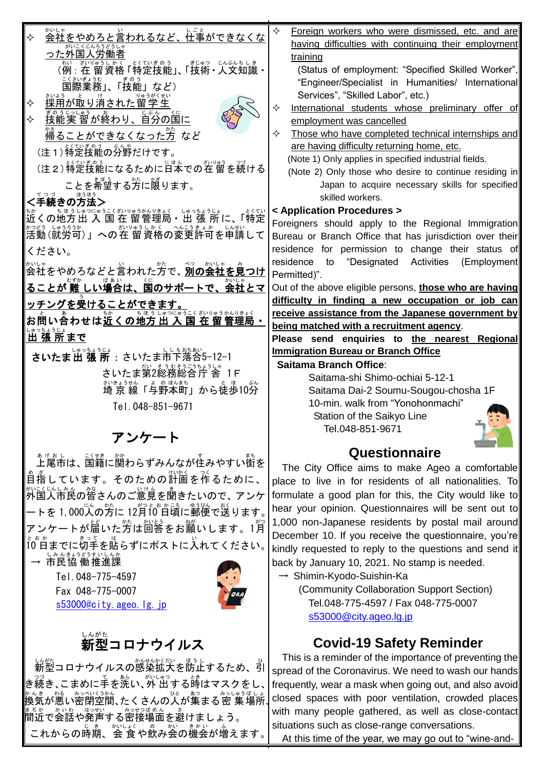✧ 会社をやめろと言われるなど、仕事ができなくなった外国人労働者

（例：在留資格「特定技能」、「技術・人文知識・国際業務」、「技能」など）

✧ 採用が取り消された留学生

✧ 技能実習が終わり、自分の国に帰ることができなくなった方 など

（注１）特定技能の分野だけです。

（注２）特定技能になるために日本での在留を続けることを希望する方に限ります。

**<手続きの方法>**

近くの地方出入国在留管理局・出張所に、「特定活動（就労可）」への在留資格の変更許可を申請してください。

会社をやめろなどと言われた方で、**別の会社を見つけることが難しい場合は、国のサポートで、会社とマッチングを受けることができます。**

**お問い合わせは近くの地方出入国在留管理局・出張所まで**

**さいたま出張所**：さいたま市下落合5-12-1

さいたま第2総務総合庁舎 1F

埼京線「与野本町」から徒歩10分

Tel.048-851-9671

## アンケート

上尾市は、国籍に関わらずみんなが住みやすい街を目指しています。そのための計画を作るために、外国人市民の皆さんのご意見を聞きたいので、アンケートを1,000人の方に12月10日頃に郵便で送ります。アンケートが届いた方は回答をお願いします。1月10日までに切手を貼らずにポストに入れてください。

→ 市民協働推進課

Tel.048-775-4597

Fax 048-775-0007

s53000@city.ageo.lg.jp

## 新型コロナウイルス

新型コロナウイルスの感染拡大を防止するため、引き続き、こまめに手を洗い、外出する時はマスクをし、換気が悪い密閉空間、たくさんの人が集まる密集場所、間近で会話や発声する密接場面を避けましょう。

これからの時期、会食や飲み会の機会が増えます。

---

✧ Foreign workers who were dismissed, etc. and are having difficulties with continuing their employment training

(Status of employment: "Specified Skilled Worker", "Engineer/Specialist in Humanities/ International Services", "Skilled Labor", etc.)

✧ International students whose preliminary offer of employment was cancelled

✧ Those who have completed technical internships and are having difficulty returning home, etc.

(Note 1) Only applies in specified industrial fields.

(Note 2) Only those who desire to continue residing in Japan to acquire necessary skills for specified skilled workers.

**< Application Procedures >**

Foreigners should apply to the Regional Immigration Bureau or Branch Office that has jurisdiction over their residence for permission to change their status of residence to "Designated Activities (Employment Permitted)".

Out of the above eligible persons, **those who are having difficulty in finding a new occupation or job can receive assistance from the Japanese government by being matched with a recruitment agency**.

**Please send enquiries to the nearest Regional Immigration Bureau or Branch Office**

**Saitama Branch Office**:

Saitama-shi Shimo-ochiai 5-12-1

Saitama Dai-2 Soumu-Sougou-chosha 1F

10-min. walk from "Yonohonmachi" Station of the Saikyo Line

Tel.048-851-9671

## Questionnaire

The City Office aims to make Ageo a comfortable place to live in for residents of all nationalities. To formulate a good plan for this, the City would like to hear your opinion. Questionnaires will be sent out to 1,000 non-Japanese residents by postal mail around December 10. If you receive the questionnaire, you're kindly requested to reply to the questions and send it back by January 10, 2021. No stamp is needed.

→ Shimin-Kyodo-Suishin-Ka

(Community Collaboration Support Section)

Tel.048-775-4597 / Fax 048-775-0007

s53000@city.ageo.lg.jp

## Covid-19 Safety Reminder

This is a reminder of the importance of preventing the spread of the Coronavirus. We need to wash our hands frequently, wear a mask when going out, and also avoid closed spaces with poor ventilation, crowded places with many people gathered, as well as close-contact situations such as close-range conversations.

At this time of the year, we may go out to "wine-and-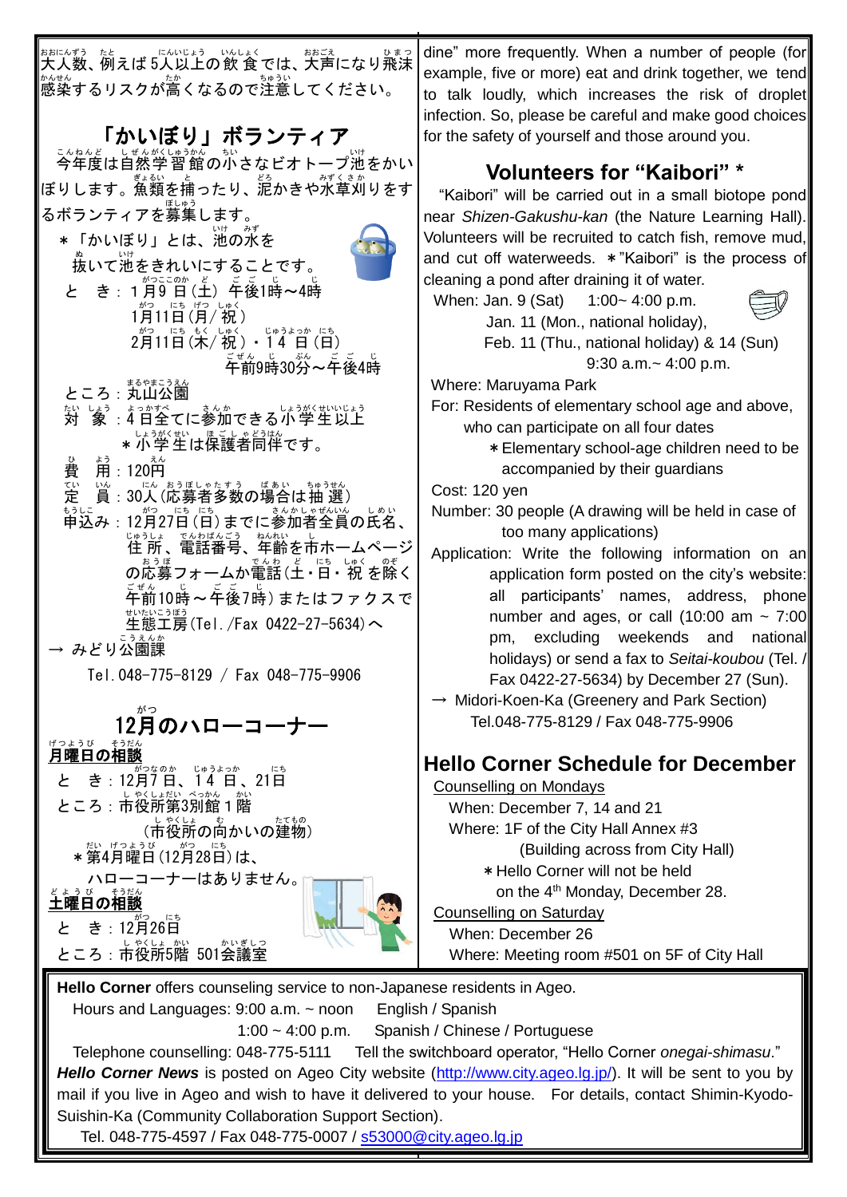大人数、例えば5人以上の飲食では、大声になり飛沫感染するリスクが高くなるので注意してください。

## 「かいぼり」ボランティア

今年度は自然学習館の小さなビオトープ池をかいぼりします。魚類を捕ったり、泥かきや水草刈りをするボランティアを募集します。

＊「かいぼり」とは、池の水を抜いて池をきれいにすることです。

と　き：1月9日(土) 午後1時～4時
1月11日(月/祝)
2月11日(木/祝)・14日(日)
午前9時30分～午後4時

ところ：丸山公園

対　象：4日全てに参加できる小学生以上
＊小学生は保護者同伴です。

費　用：120円

定　員：30人(応募者多数の場合は抽選)

申込み：12月27日(日)までに参加者全員の氏名、住所、電話番号、年齢を市ホームページの応募フォームか電話(土・日・祝を除く午前10時～午後7時)またはファクスで生態工房(Tel./Fax 0422-27-5634)へ

→ みどり公園課
Tel. 048-775-8129 / Fax 048-775-9906

## 12月のハローコーナー

**月曜日の相談**

と　き：12月7日、14日、21日

ところ：市役所第3別館1階
(市役所の向かいの建物)

＊第4月曜日(12月28日)は、ハローコーナーはありません。

**土曜日の相談**

と　き：12月26日

ところ：市役所5階 501会議室

dine" more frequently. When a number of people (for example, five or more) eat and drink together, we tend to talk loudly, which increases the risk of droplet infection. So, please be careful and make good choices for the safety of yourself and those around you.

## Volunteers for "Kaibori" *

"Kaibori" will be carried out in a small biotope pond near *Shizen-Gakushu-kan* (the Nature Learning Hall). Volunteers will be recruited to catch fish, remove mud, and cut off waterweeds. ＊"Kaibori" is the process of cleaning a pond after draining it of water.

When: Jan. 9 (Sat)　1:00~ 4:00 p.m.
Jan. 11 (Mon., national holiday),
Feb. 11 (Thu., national holiday) & 14 (Sun)
9:30 a.m.~ 4:00 p.m.

Where: Maruyama Park

For: Residents of elementary school age and above, who can participate on all four dates
＊Elementary school-age children need to be accompanied by their guardians

Cost: 120 yen

Number: 30 people (A drawing will be held in case of too many applications)

Application: Write the following information on an application form posted on the city's website: all participants' names, address, phone number and ages, or call (10:00 am ~ 7:00 pm, excluding weekends and national holidays) or send a fax to *Seitai-koubou* (Tel. / Fax 0422-27-5634) by December 27 (Sun).

→ Midori-Koen-Ka (Greenery and Park Section)
Tel.048-775-8129 / Fax 048-775-9906

## Hello Corner Schedule for December

Counselling on Mondays

When: December 7, 14 and 21
Where: 1F of the City Hall Annex #3
(Building across from City Hall)
＊Hello Corner will not be held on the 4th Monday, December 28.

Counselling on Saturday

When: December 26
Where: Meeting room #501 on 5F of City Hall

**Hello Corner** offers counseling service to non-Japanese residents in Ageo.
Hours and Languages: 9:00 a.m. ~ noon　English / Spanish
1:00 ~ 4:00 p.m.　Spanish / Chinese / Portuguese
Telephone counselling: 048-775-5111　Tell the switchboard operator, "Hello Corner *onegai-shimasu*."
***Hello Corner News*** is posted on Ageo City website (http://www.city.ageo.lg.jp/). It will be sent to you by mail if you live in Ageo and wish to have it delivered to your house. For details, contact Shimin-Kyodo-Suishin-Ka (Community Collaboration Support Section).
Tel. 048-775-4597 / Fax 048-775-0007 / s53000@city.ageo.lg.jp